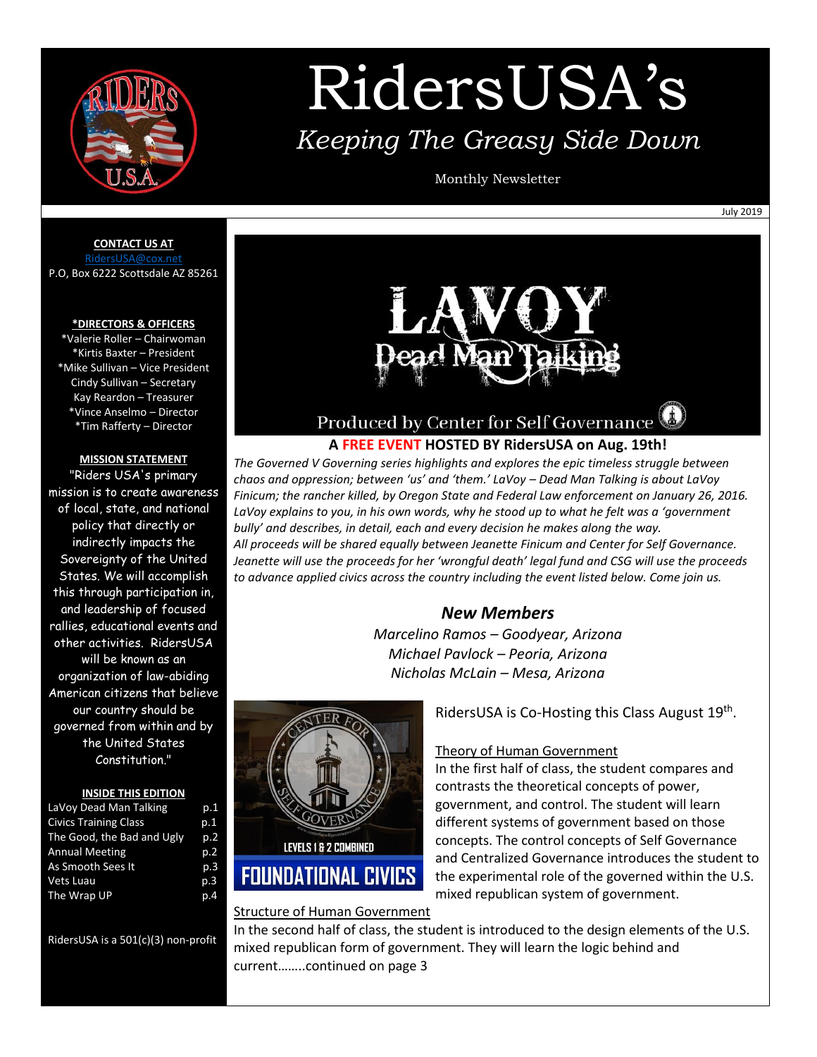# RidersUSA's

*Keeping The Greasy Side Down*

Monthly Newsletter

July 2019

**CONTACT US AT**
RidersUSA@cox.net
P.O, Box 6222 Scottsdale AZ 85261

**\*DIRECTORS & OFFICERS**
\*Valerie Roller – Chairwoman
\*Kirtis Baxter – President
\*Mike Sullivan – Vice President
Cindy Sullivan – Secretary
Kay Reardon – Treasurer
\*Vince Anselmo – Director
\*Tim Rafferty – Director

**MISSION STATEMENT**

"Riders USA's primary mission is to create awareness of local, state, and national policy that directly or indirectly impacts the Sovereignty of the United States. We will accomplish this through participation in, and leadership of focused rallies, educational events and other activities. RidersUSA will be known as an organization of law-abiding American citizens that believe our country should be governed from within and by the United States Constitution."

**INSIDE THIS EDITION**

| | |
|---|---|
| LaVoy Dead Man Talking | p.1 |
| Civics Training Class | p.1 |
| The Good, the Bad and Ugly | p.2 |
| Annual Meeting | p.2 |
| As Smooth Sees It | p.3 |
| Vets Luau | p.3 |
| The Wrap UP | p.4 |

RidersUSA is a 501(c)(3) non-profit

## LAVOY Dead Man Talking

Produced by Center for Self Governance

**A FREE EVENT HOSTED BY RidersUSA on Aug. 19th!**

*The Governed V Governing series highlights and explores the epic timeless struggle between chaos and oppression; between 'us' and 'them.' LaVoy – Dead Man Talking is about LaVoy Finicum; the rancher killed, by Oregon State and Federal Law enforcement on January 26, 2016. LaVoy explains to you, in his own words, why he stood up to what he felt was a 'government bully' and describes, in detail, each and every decision he makes along the way.*
*All proceeds will be shared equally between Jeanette Finicum and Center for Self Governance. Jeanette will use the proceeds for her 'wrongful death' legal fund and CSG will use the proceeds to advance applied civics across the country including the event listed below. Come join us.*

## *New Members*

*Marcelino Ramos – Goodyear, Arizona*
*Michael Pavlock – Peoria, Arizona*
*Nicholas McLain – Mesa, Arizona*

LEVELS 1 & 2 COMBINED
FOUNDATIONAL CIVICS

RidersUSA is Co-Hosting this Class August 19th.

Theory of Human Government

In the first half of class, the student compares and contrasts the theoretical concepts of power, government, and control. The student will learn different systems of government based on those concepts. The control concepts of Self Governance and Centralized Governance introduces the student to the experimental role of the governed within the U.S. mixed republican system of government.

Structure of Human Government

In the second half of class, the student is introduced to the design elements of the U.S. mixed republican form of government. They will learn the logic behind and current……..continued on page 3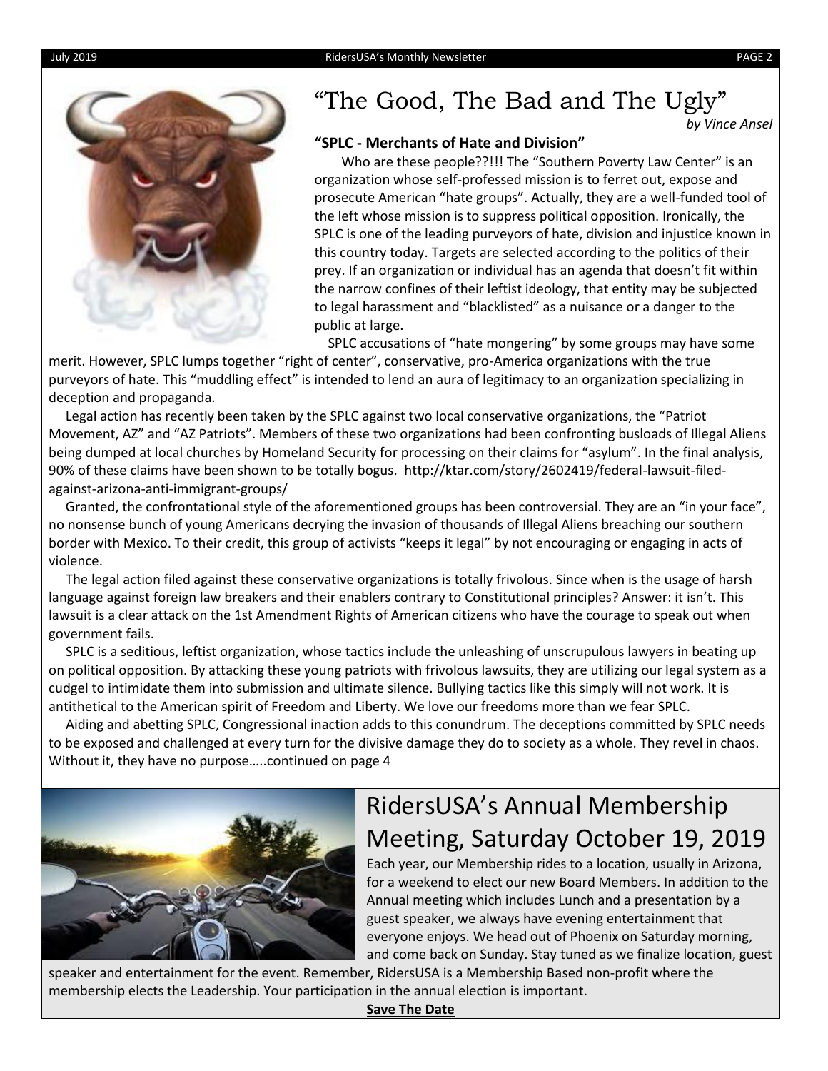# "The Good, The Bad and The Ugly"

*by Vince Ansel*

**"SPLC - Merchants of Hate and Division"**

Who are these people??!!! The "Southern Poverty Law Center" is an organization whose self-professed mission is to ferret out, expose and prosecute American "hate groups". Actually, they are a well-funded tool of the left whose mission is to suppress political opposition. Ironically, the SPLC is one of the leading purveyors of hate, division and injustice known in this country today. Targets are selected according to the politics of their prey. If an organization or individual has an agenda that doesn't fit within the narrow confines of their leftist ideology, that entity may be subjected to legal harassment and "blacklisted" as a nuisance or a danger to the public at large.

SPLC accusations of "hate mongering" by some groups may have some merit. However, SPLC lumps together "right of center", conservative, pro-America organizations with the true purveyors of hate. This "muddling effect" is intended to lend an aura of legitimacy to an organization specializing in deception and propaganda.

Legal action has recently been taken by the SPLC against two local conservative organizations, the "Patriot Movement, AZ" and "AZ Patriots". Members of these two organizations had been confronting busloads of Illegal Aliens being dumped at local churches by Homeland Security for processing on their claims for "asylum". In the final analysis, 90% of these claims have been shown to be totally bogus. http://ktar.com/story/2602419/federal-lawsuit-filed-against-arizona-anti-immigrant-groups/

Granted, the confrontational style of the aforementioned groups has been controversial. They are an "in your face", no nonsense bunch of young Americans decrying the invasion of thousands of Illegal Aliens breaching our southern border with Mexico. To their credit, this group of activists "keeps it legal" by not encouraging or engaging in acts of violence.

The legal action filed against these conservative organizations is totally frivolous. Since when is the usage of harsh language against foreign law breakers and their enablers contrary to Constitutional principles? Answer: it isn't. This lawsuit is a clear attack on the 1st Amendment Rights of American citizens who have the courage to speak out when government fails.

SPLC is a seditious, leftist organization, whose tactics include the unleashing of unscrupulous lawyers in beating up on political opposition. By attacking these young patriots with frivolous lawsuits, they are utilizing our legal system as a cudgel to intimidate them into submission and ultimate silence. Bullying tactics like this simply will not work. It is antithetical to the American spirit of Freedom and Liberty. We love our freedoms more than we fear SPLC.

Aiding and abetting SPLC, Congressional inaction adds to this conundrum. The deceptions committed by SPLC needs to be exposed and challenged at every turn for the divisive damage they do to society as a whole. They revel in chaos. Without it, they have no purpose…..continued on page 4

## RidersUSA's Annual Membership Meeting, Saturday October 19, 2019

Each year, our Membership rides to a location, usually in Arizona, for a weekend to elect our new Board Members. In addition to the Annual meeting which includes Lunch and a presentation by a guest speaker, we always have evening entertainment that everyone enjoys. We head out of Phoenix on Saturday morning, and come back on Sunday. Stay tuned as we finalize location, guest speaker and entertainment for the event. Remember, RidersUSA is a Membership Based non-profit where the membership elects the Leadership. Your participation in the annual election is important.

**Save The Date**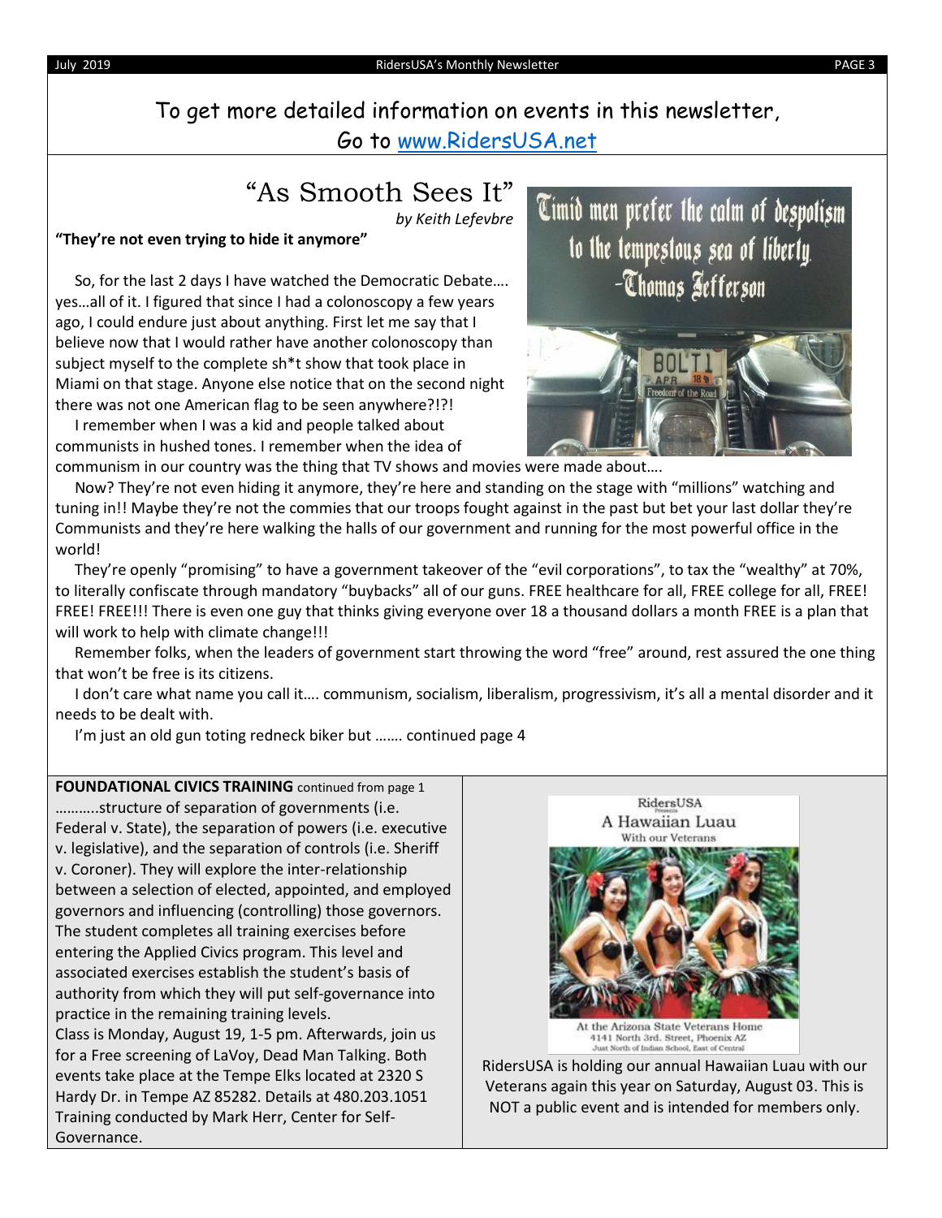To get more detailed information on events in this newsletter,
Go to www.RidersUSA.net

# "As Smooth Sees It"

*by Keith Lefevbre*

**"They're not even trying to hide it anymore"**

So, for the last 2 days I have watched the Democratic Debate…. yes…all of it. I figured that since I had a colonoscopy a few years ago, I could endure just about anything. First let me say that I believe now that I would rather have another colonoscopy than subject myself to the complete sh*t show that took place in Miami on that stage. Anyone else notice that on the second night there was not one American flag to be seen anywhere?!?!

I remember when I was a kid and people talked about communists in hushed tones. I remember when the idea of communism in our country was the thing that TV shows and movies were made about….

Now? They're not even hiding it anymore, they're here and standing on the stage with "millions" watching and tuning in!! Maybe they're not the commies that our troops fought against in the past but bet your last dollar they're Communists and they're here walking the halls of our government and running for the most powerful office in the world!

They're openly "promising" to have a government takeover of the "evil corporations", to tax the "wealthy" at 70%, to literally confiscate through mandatory "buybacks" all of our guns. FREE healthcare for all, FREE college for all, FREE! FREE! FREE!!! There is even one guy that thinks giving everyone over 18 a thousand dollars a month FREE is a plan that will work to help with climate change!!!

Remember folks, when the leaders of government start throwing the word "free" around, rest assured the one thing that won't be free is its citizens.

I don't care what name you call it…. communism, socialism, liberalism, progressivism, it's all a mental disorder and it needs to be dealt with.

I'm just an old gun toting redneck biker but ……. continued page 4

Timid men prefer the calm of despotism to the tempestuous sea of liberty. -Thomas Jefferson

**FOUNDATIONAL CIVICS TRAINING** continued from page 1

………..structure of separation of governments (i.e. Federal v. State), the separation of powers (i.e. executive v. legislative), and the separation of controls (i.e. Sheriff v. Coroner). They will explore the inter-relationship between a selection of elected, appointed, and employed governors and influencing (controlling) those governors. The student completes all training exercises before entering the Applied Civics program. This level and associated exercises establish the student's basis of authority from which they will put self-governance into practice in the remaining training levels.

Class is Monday, August 19, 1-5 pm. Afterwards, join us for a Free screening of LaVoy, Dead Man Talking. Both events take place at the Tempe Elks located at 2320 S Hardy Dr. in Tempe AZ 85282. Details at 480.203.1051 Training conducted by Mark Herr, Center for Self-Governance.

RidersUSA Presents
A Hawaiian Luau
With our Veterans

At the Arizona State Veterans Home
4141 North 3rd. Street, Phoenix AZ
Just North of Indian School, East of Central

RidersUSA is holding our annual Hawaiian Luau with our Veterans again this year on Saturday, August 03. This is NOT a public event and is intended for members only.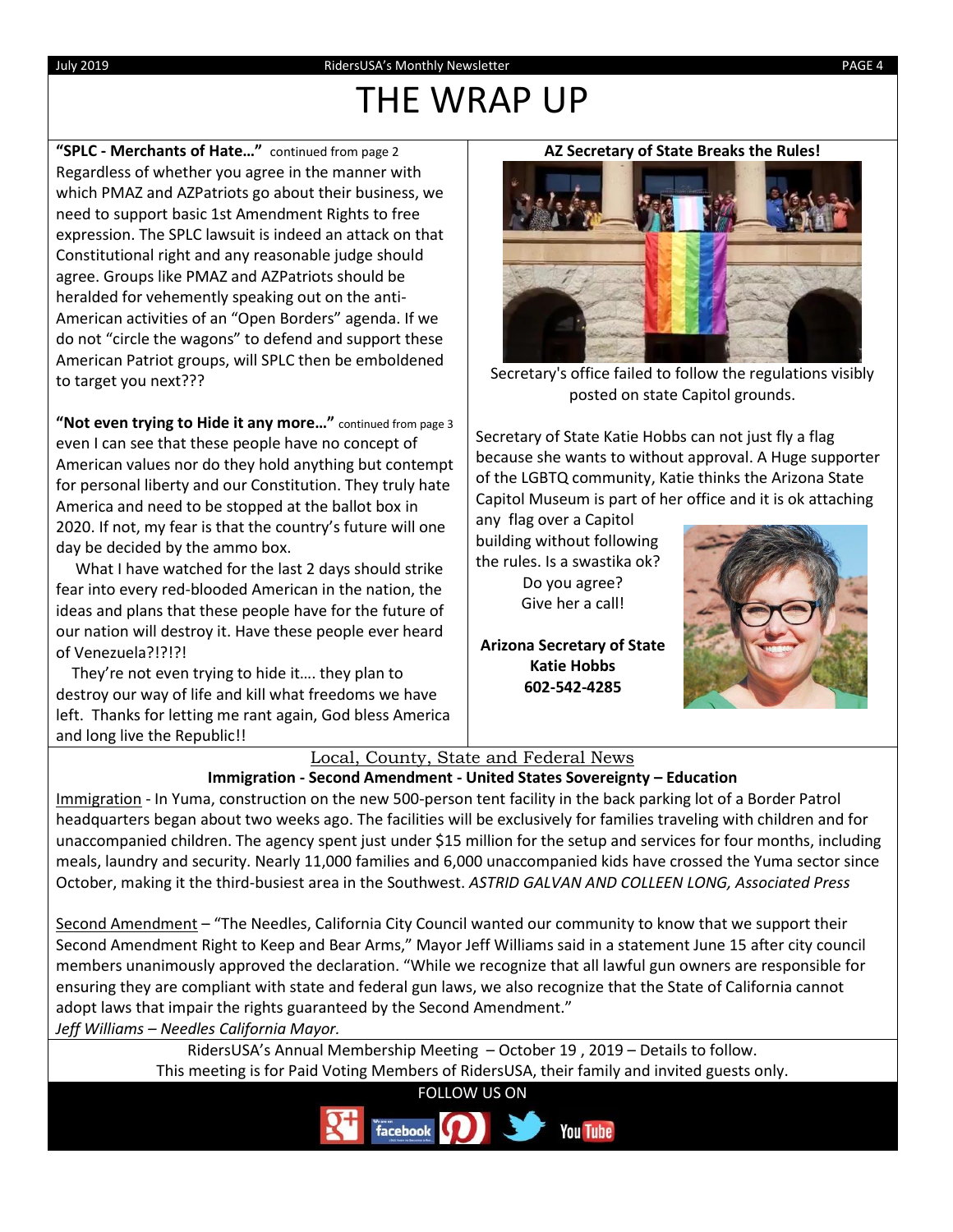# THE WRAP UP

**"SPLC - Merchants of Hate…"** continued from page 2
Regardless of whether you agree in the manner with which PMAZ and AZPatriots go about their business, we need to support basic 1st Amendment Rights to free expression. The SPLC lawsuit is indeed an attack on that Constitutional right and any reasonable judge should agree. Groups like PMAZ and AZPatriots should be heralded for vehemently speaking out on the anti-American activities of an "Open Borders" agenda. If we do not "circle the wagons" to defend and support these American Patriot groups, will SPLC then be emboldened to target you next???

**"Not even trying to Hide it any more…"** continued from page 3
even I can see that these people have no concept of American values nor do they hold anything but contempt for personal liberty and our Constitution. They truly hate America and need to be stopped at the ballot box in 2020. If not, my fear is that the country's future will one day be decided by the ammo box.

What I have watched for the last 2 days should strike fear into every red-blooded American in the nation, the ideas and plans that these people have for the future of our nation will destroy it. Have these people ever heard of Venezuela?!?!?!

They're not even trying to hide it…. they plan to destroy our way of life and kill what freedoms we have left. Thanks for letting me rant again, God bless America and long live the Republic!!

**AZ Secretary of State Breaks the Rules!**

Secretary's office failed to follow the regulations visibly posted on state Capitol grounds.

Secretary of State Katie Hobbs can not just fly a flag because she wants to without approval. A Huge supporter of the LGBTQ community, Katie thinks the Arizona State Capitol Museum is part of her office and it is ok attaching any flag over a Capitol building without following the rules. Is a swastika ok?
Do you agree?
Give her a call!

**Arizona Secretary of State**
**Katie Hobbs**
**602-542-4285**

## Local, County, State and Federal News

**Immigration - Second Amendment - United States Sovereignty – Education**

Immigration - In Yuma, construction on the new 500-person tent facility in the back parking lot of a Border Patrol headquarters began about two weeks ago. The facilities will be exclusively for families traveling with children and for unaccompanied children. The agency spent just under $15 million for the setup and services for four months, including meals, laundry and security. Nearly 11,000 families and 6,000 unaccompanied kids have crossed the Yuma sector since October, making it the third-busiest area in the Southwest. *ASTRID GALVAN AND COLLEEN LONG, Associated Press*

Second Amendment – "The Needles, California City Council wanted our community to know that we support their Second Amendment Right to Keep and Bear Arms," Mayor Jeff Williams said in a statement June 15 after city council members unanimously approved the declaration. "While we recognize that all lawful gun owners are responsible for ensuring they are compliant with state and federal gun laws, we also recognize that the State of California cannot adopt laws that impair the rights guaranteed by the Second Amendment."
*Jeff Williams – Needles California Mayor.*

RidersUSA's Annual Membership Meeting – October 19 , 2019 – Details to follow.
This meeting is for Paid Voting Members of RidersUSA, their family and invited guests only.

FOLLOW US ON